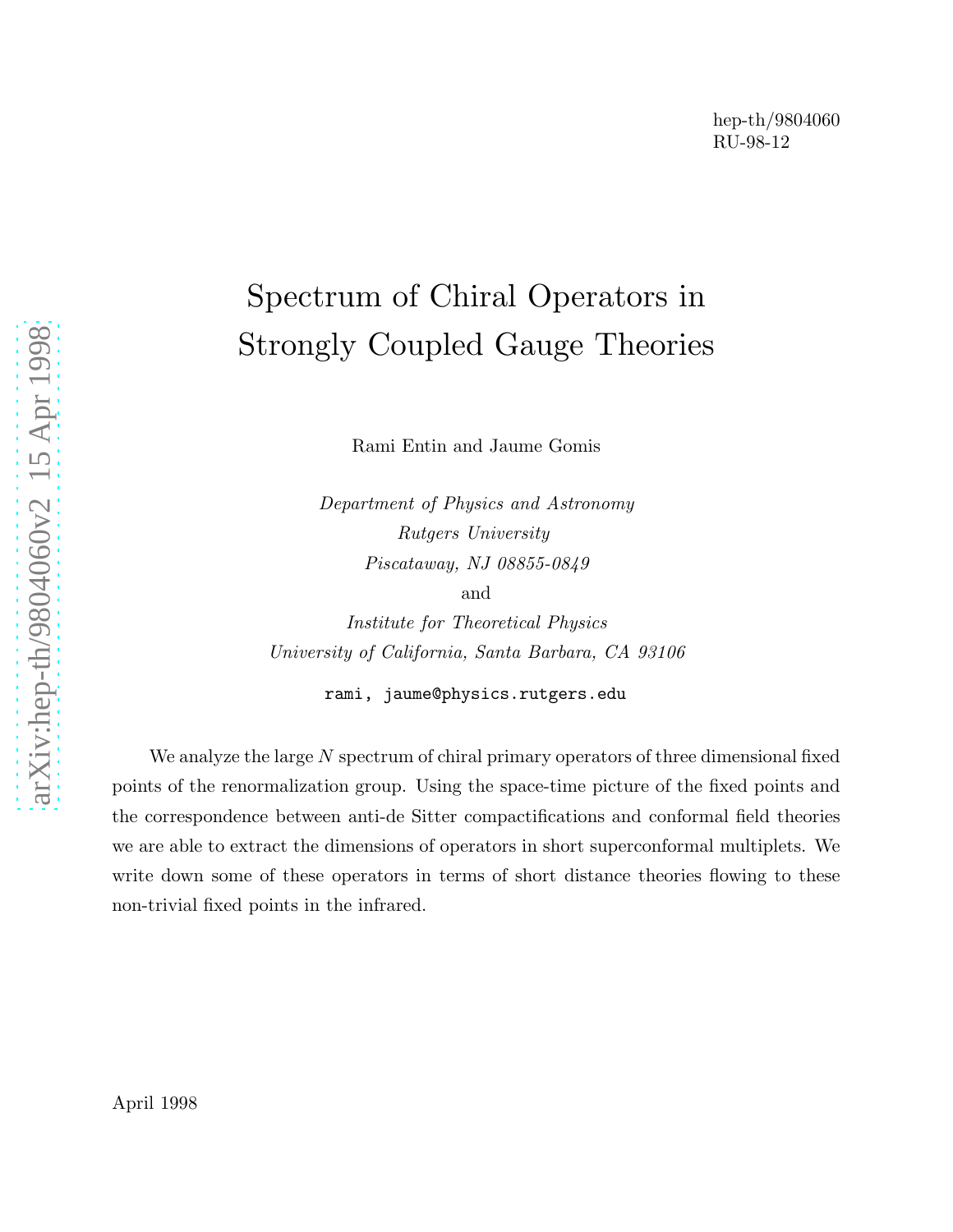hep-th/9804060
RU-98-12

# Spectrum of Chiral Operators in Strongly Coupled Gauge Theories

Rami Entin and Jaume Gomis

*Department of Physics and Astronomy*
*Rutgers University*
*Piscataway, NJ 08855-0849*
and
*Institute for Theoretical Physics*
*University of California, Santa Barbara, CA 93106*

rami, jaume@physics.rutgers.edu

We analyze the large $N$ spectrum of chiral primary operators of three dimensional fixed points of the renormalization group. Using the space-time picture of the fixed points and the correspondence between anti-de Sitter compactifications and conformal field theories we are able to extract the dimensions of operators in short superconformal multiplets. We write down some of these operators in terms of short distance theories flowing to these non-trivial fixed points in the infrared.

April 1998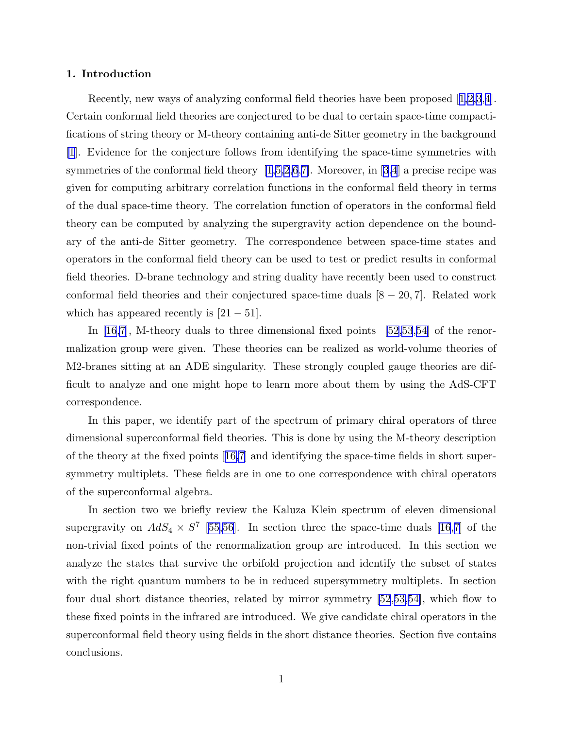## 1. Introduction

Recently, new ways of analyzing conformal field theories have been proposed [1,2,3,4]. Certain conformal field theories are conjectured to be dual to certain space-time compactifications of string theory or M-theory containing anti-de Sitter geometry in the background [1]. Evidence for the conjecture follows from identifying the space-time symmetries with symmetries of the conformal field theory [1,5,2,6,7]. Moreover, in [3,4] a precise recipe was given for computing arbitrary correlation functions in the conformal field theory in terms of the dual space-time theory. The correlation function of operators in the conformal field theory can be computed by analyzing the supergravity action dependence on the boundary of the anti-de Sitter geometry. The correspondence between space-time states and operators in the conformal field theory can be used to test or predict results in conformal field theories. D-brane technology and string duality have recently been used to construct conformal field theories and their conjectured space-time duals $[8-20, 7]$. Related work which has appeared recently is $[21-51]$.

In [16,7], M-theory duals to three dimensional fixed points [52,53,54] of the renormalization group were given. These theories can be realized as world-volume theories of M2-branes sitting at an ADE singularity. These strongly coupled gauge theories are difficult to analyze and one might hope to learn more about them by using the AdS-CFT correspondence.

In this paper, we identify part of the spectrum of primary chiral operators of three dimensional superconformal field theories. This is done by using the M-theory description of the theory at the fixed points [16,7] and identifying the space-time fields in short supersymmetry multiplets. These fields are in one to one correspondence with chiral operators of the superconformal algebra.

In section two we briefly review the Kaluza Klein spectrum of eleven dimensional supergravity on $AdS_4 \times S^7$ [55,56]. In section three the space-time duals [16,7] of the non-trivial fixed points of the renormalization group are introduced. In this section we analyze the states that survive the orbifold projection and identify the subset of states with the right quantum numbers to be in reduced supersymmetry multiplets. In section four dual short distance theories, related by mirror symmetry [52,53,54], which flow to these fixed points in the infrared are introduced. We give candidate chiral operators in the superconformal field theory using fields in the short distance theories. Section five contains conclusions.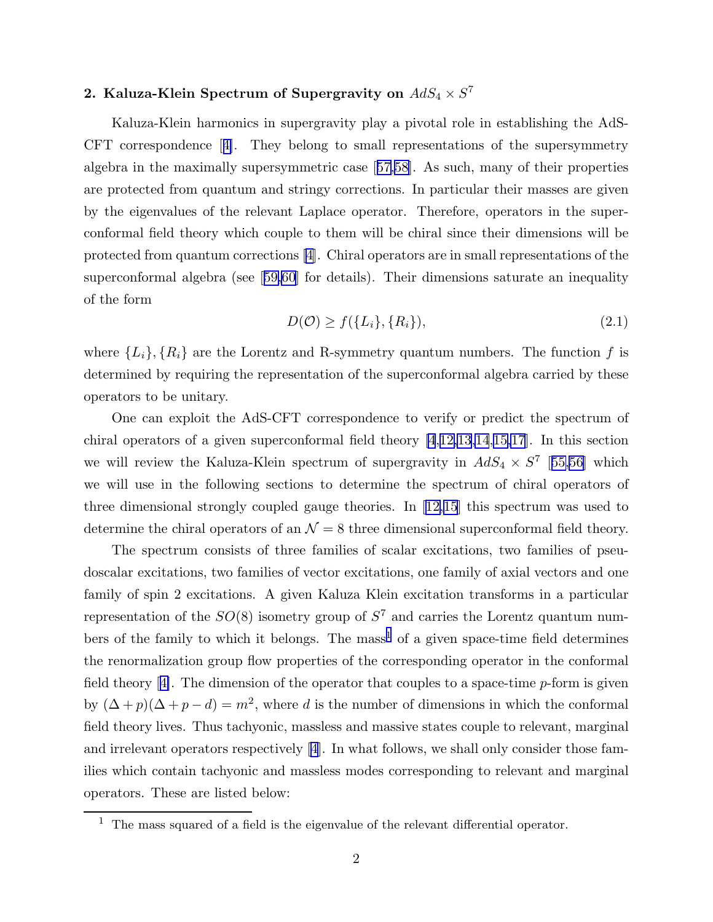## 2. Kaluza-Klein Spectrum of Supergravity on $AdS_4 \times S^7$

Kaluza-Klein harmonics in supergravity play a pivotal role in establishing the AdS-CFT correspondence [4]. They belong to small representations of the supersymmetry algebra in the maximally supersymmetric case [57,58]. As such, many of their properties are protected from quantum and stringy corrections. In particular their masses are given by the eigenvalues of the relevant Laplace operator. Therefore, operators in the superconformal field theory which couple to them will be chiral since their dimensions will be protected from quantum corrections [4]. Chiral operators are in small representations of the superconformal algebra (see [59,60] for details). Their dimensions saturate an inequality of the form

$$D(\mathcal{O}) \geq f(\{L_i\}, \{R_i\}), \tag{2.1}$$

where $\{L_i\}, \{R_i\}$ are the Lorentz and R-symmetry quantum numbers. The function $f$ is determined by requiring the representation of the superconformal algebra carried by these operators to be unitary.

One can exploit the AdS-CFT correspondence to verify or predict the spectrum of chiral operators of a given superconformal field theory [4,12,13,14,15,17]. In this section we will review the Kaluza-Klein spectrum of supergravity in $AdS_4 \times S^7$ [55,56] which we will use in the following sections to determine the spectrum of chiral operators of three dimensional strongly coupled gauge theories. In [12,15] this spectrum was used to determine the chiral operators of an $\mathcal{N} = 8$ three dimensional superconformal field theory.

The spectrum consists of three families of scalar excitations, two families of pseudoscalar excitations, two families of vector excitations, one family of axial vectors and one family of spin 2 excitations. A given Kaluza Klein excitation transforms in a particular representation of the $SO(8)$ isometry group of $S^7$ and carries the Lorentz quantum numbers of the family to which it belongs. The mass[1] of a given space-time field determines the renormalization group flow properties of the corresponding operator in the conformal field theory [4]. The dimension of the operator that couples to a space-time $p$-form is given by $(\Delta + p)(\Delta + p - d) = m^2$, where $d$ is the number of dimensions in which the conformal field theory lives. Thus tachyonic, massless and massive states couple to relevant, marginal and irrelevant operators respectively [4]. In what follows, we shall only consider those families which contain tachyonic and massless modes corresponding to relevant and marginal operators. These are listed below:

[1] The mass squared of a field is the eigenvalue of the relevant differential operator.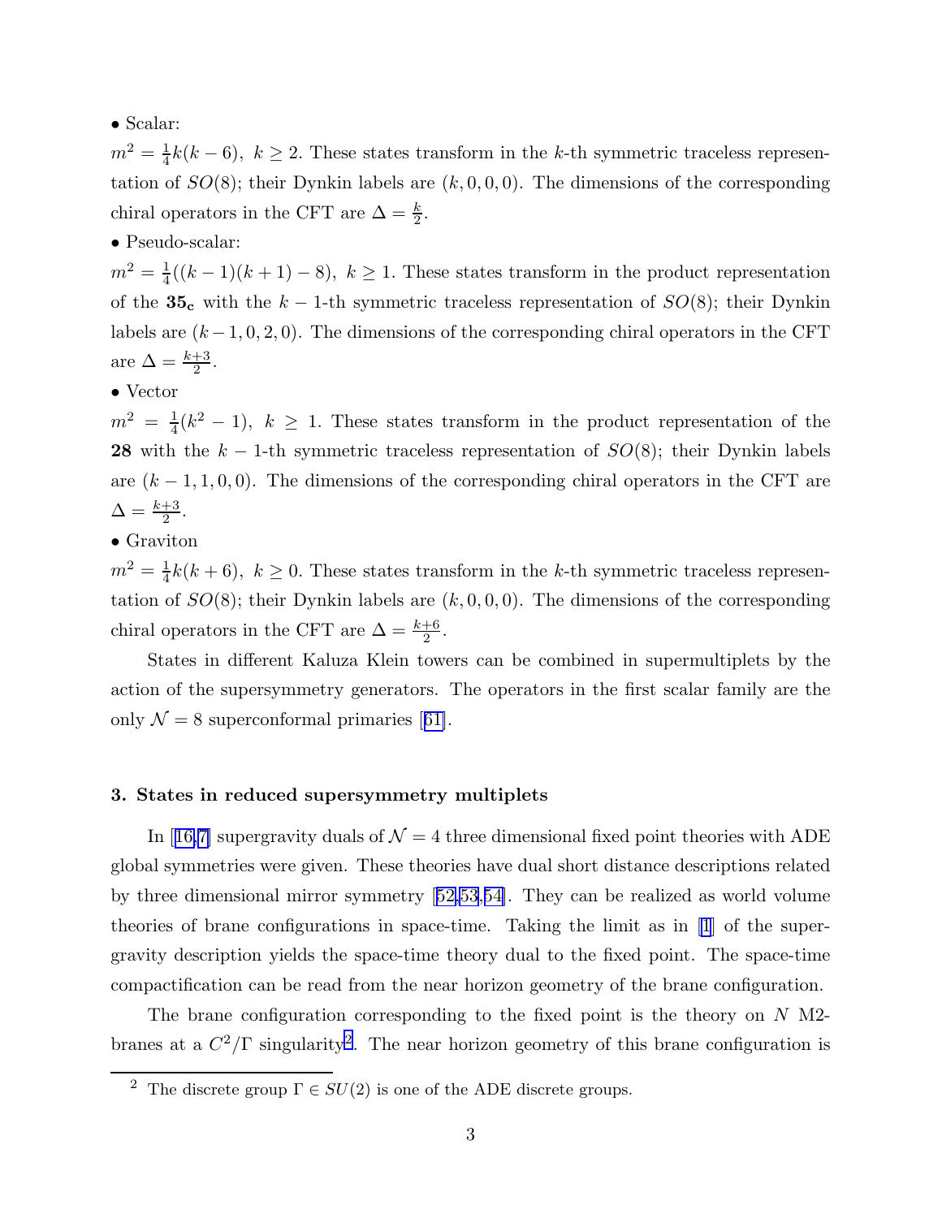• Scalar:

$m^2 = \frac{1}{4}k(k-6),\ k \geq 2$. These states transform in the $k$-th symmetric traceless representation of $SO(8)$; their Dynkin labels are $(k,0,0,0)$. The dimensions of the corresponding chiral operators in the CFT are $\Delta = \frac{k}{2}$.

• Pseudo-scalar:

$m^2 = \frac{1}{4}((k-1)(k+1)-8),\ k \geq 1$. These states transform in the product representation of the $\mathbf{35_c}$ with the $k-1$-th symmetric traceless representation of $SO(8)$; their Dynkin labels are $(k-1,0,2,0)$. The dimensions of the corresponding chiral operators in the CFT are $\Delta = \frac{k+3}{2}$.

• Vector

$m^2 = \frac{1}{4}(k^2-1),\ k \geq 1$. These states transform in the product representation of the $\mathbf{28}$ with the $k-1$-th symmetric traceless representation of $SO(8)$; their Dynkin labels are $(k-1,1,0,0)$. The dimensions of the corresponding chiral operators in the CFT are $\Delta = \frac{k+3}{2}$.

• Graviton

$m^2 = \frac{1}{4}k(k+6),\ k \geq 0$. These states transform in the $k$-th symmetric traceless representation of $SO(8)$; their Dynkin labels are $(k,0,0,0)$. The dimensions of the corresponding chiral operators in the CFT are $\Delta = \frac{k+6}{2}$.

States in different Kaluza Klein towers can be combined in supermultiplets by the action of the supersymmetry generators. The operators in the first scalar family are the only $\mathcal{N}=8$ superconformal primaries [61].

## 3. States in reduced supersymmetry multiplets

In [16,7] supergravity duals of $\mathcal{N}=4$ three dimensional fixed point theories with ADE global symmetries were given. These theories have dual short distance descriptions related by three dimensional mirror symmetry [52,53,54]. They can be realized as world volume theories of brane configurations in space-time. Taking the limit as in [1] of the supergravity description yields the space-time theory dual to the fixed point. The space-time compactification can be read from the near horizon geometry of the brane configuration.

The brane configuration corresponding to the fixed point is the theory on $N$ M2-branes at a $C^2/\Gamma$ singularity[2]. The near horizon geometry of this brane configuration is

[2] The discrete group $\Gamma \in SU(2)$ is one of the ADE discrete groups.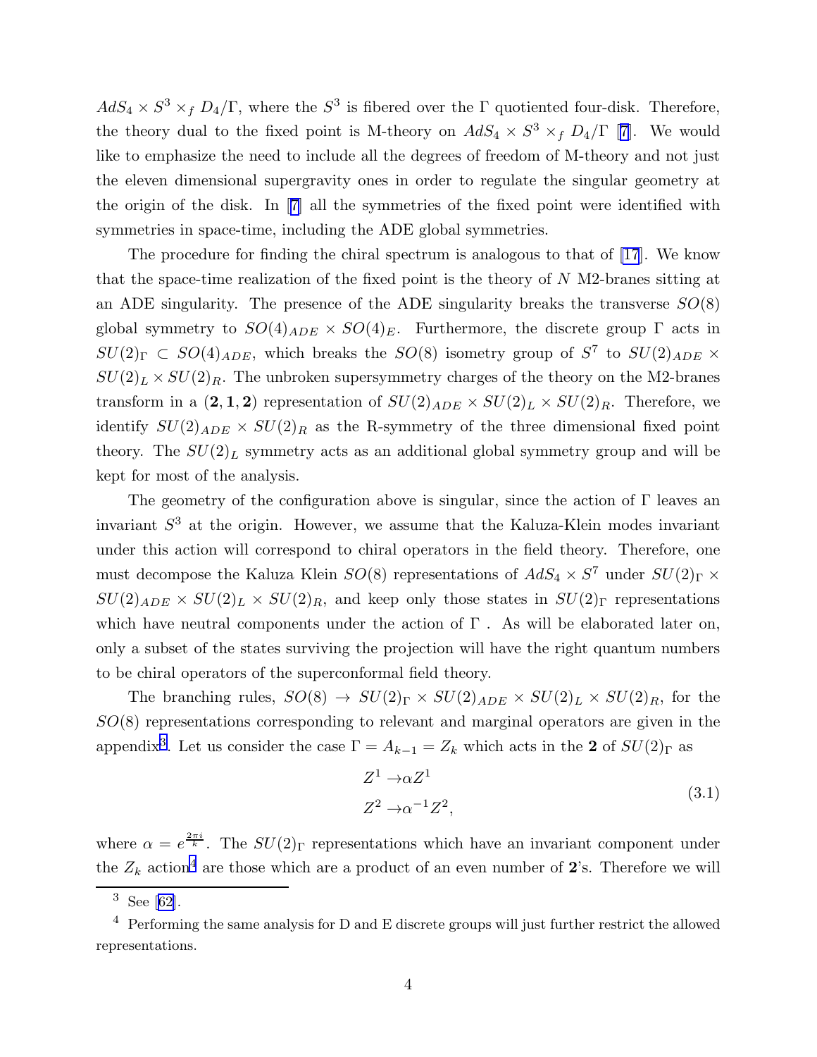$AdS_4 \times S^3 \times_f D_4/\Gamma$, where the $S^3$ is fibered over the $\Gamma$ quotiented four-disk. Therefore, the theory dual to the fixed point is M-theory on $AdS_4 \times S^3 \times_f D_4/\Gamma$ [7]. We would like to emphasize the need to include all the degrees of freedom of M-theory and not just the eleven dimensional supergravity ones in order to regulate the singular geometry at the origin of the disk. In [7] all the symmetries of the fixed point were identified with symmetries in space-time, including the ADE global symmetries.

The procedure for finding the chiral spectrum is analogous to that of [17]. We know that the space-time realization of the fixed point is the theory of $N$ M2-branes sitting at an ADE singularity. The presence of the ADE singularity breaks the transverse $SO(8)$ global symmetry to $SO(4)_{ADE} \times SO(4)_E$. Furthermore, the discrete group $\Gamma$ acts in $SU(2)_\Gamma \subset SO(4)_{ADE}$, which breaks the $SO(8)$ isometry group of $S^7$ to $SU(2)_{ADE} \times SU(2)_L \times SU(2)_R$. The unbroken supersymmetry charges of the theory on the M2-branes transform in a $(\mathbf{2}, \mathbf{1}, \mathbf{2})$ representation of $SU(2)_{ADE} \times SU(2)_L \times SU(2)_R$. Therefore, we identify $SU(2)_{ADE} \times SU(2)_R$ as the R-symmetry of the three dimensional fixed point theory. The $SU(2)_L$ symmetry acts as an additional global symmetry group and will be kept for most of the analysis.

The geometry of the configuration above is singular, since the action of $\Gamma$ leaves an invariant $S^3$ at the origin. However, we assume that the Kaluza-Klein modes invariant under this action will correspond to chiral operators in the field theory. Therefore, one must decompose the Kaluza Klein $SO(8)$ representations of $AdS_4 \times S^7$ under $SU(2)_\Gamma \times SU(2)_{ADE} \times SU(2)_L \times SU(2)_R$, and keep only those states in $SU(2)_\Gamma$ representations which have neutral components under the action of $\Gamma$ . As will be elaborated later on, only a subset of the states surviving the projection will have the right quantum numbers to be chiral operators of the superconformal field theory.

The branching rules, $SO(8) \to SU(2)_\Gamma \times SU(2)_{ADE} \times SU(2)_L \times SU(2)_R$, for the $SO(8)$ representations corresponding to relevant and marginal operators are given in the appendix[3]. Let us consider the case $\Gamma = A_{k-1} = Z_k$ which acts in the $\mathbf{2}$ of $SU(2)_\Gamma$ as

$$
\begin{aligned}
Z^1 &\to \alpha Z^1 \\
Z^2 &\to \alpha^{-1} Z^2,
\end{aligned}
\tag{3.1}
$$

where $\alpha = e^{\frac{2\pi i}{k}}$. The $SU(2)_\Gamma$ representations which have an invariant component under the $Z_k$ action[4] are those which are a product of an even number of $\mathbf{2}$'s. Therefore we will

---

[3] See [62].

[4] Performing the same analysis for D and E discrete groups will just further restrict the allowed representations.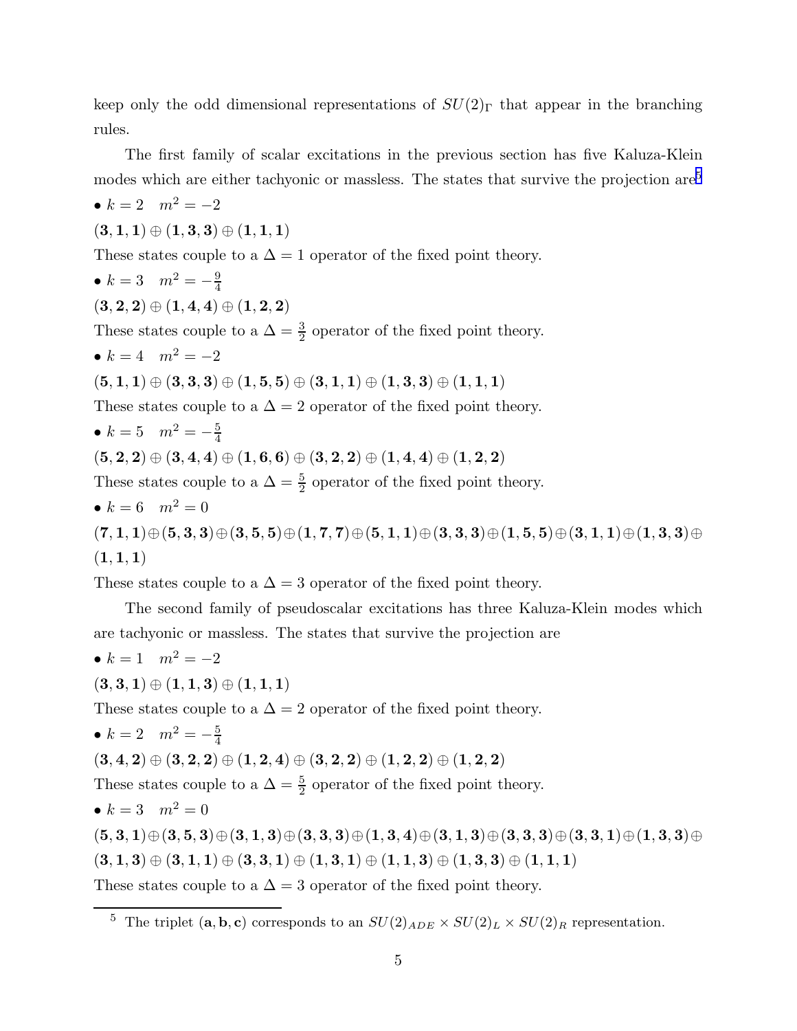keep only the odd dimensional representations of $SU(2)_\Gamma$ that appear in the branching rules.

The first family of scalar excitations in the previous section has five Kaluza-Klein modes which are either tachyonic or massless. The states that survive the projection are[5]

• $k = 2 \quad m^2 = -2$

$(\mathbf{3}, \mathbf{1}, \mathbf{1}) \oplus (\mathbf{1}, \mathbf{3}, \mathbf{3}) \oplus (\mathbf{1}, \mathbf{1}, \mathbf{1})$

These states couple to a $\Delta = 1$ operator of the fixed point theory.

• $k = 3 \quad m^2 = -\frac{9}{4}$

$(\mathbf{3}, \mathbf{2}, \mathbf{2}) \oplus (\mathbf{1}, \mathbf{4}, \mathbf{4}) \oplus (\mathbf{1}, \mathbf{2}, \mathbf{2})$

These states couple to a $\Delta = \frac{3}{2}$ operator of the fixed point theory.

• $k = 4 \quad m^2 = -2$

$(\mathbf{5}, \mathbf{1}, \mathbf{1}) \oplus (\mathbf{3}, \mathbf{3}, \mathbf{3}) \oplus (\mathbf{1}, \mathbf{5}, \mathbf{5}) \oplus (\mathbf{3}, \mathbf{1}, \mathbf{1}) \oplus (\mathbf{1}, \mathbf{3}, \mathbf{3}) \oplus (\mathbf{1}, \mathbf{1}, \mathbf{1})$

These states couple to a $\Delta = 2$ operator of the fixed point theory.

• $k = 5 \quad m^2 = -\frac{5}{4}$

$(\mathbf{5}, \mathbf{2}, \mathbf{2}) \oplus (\mathbf{3}, \mathbf{4}, \mathbf{4}) \oplus (\mathbf{1}, \mathbf{6}, \mathbf{6}) \oplus (\mathbf{3}, \mathbf{2}, \mathbf{2}) \oplus (\mathbf{1}, \mathbf{4}, \mathbf{4}) \oplus (\mathbf{1}, \mathbf{2}, \mathbf{2})$

These states couple to a $\Delta = \frac{5}{2}$ operator of the fixed point theory.

• $k = 6 \quad m^2 = 0$

$(\mathbf{7}, \mathbf{1}, \mathbf{1}) \oplus (\mathbf{5}, \mathbf{3}, \mathbf{3}) \oplus (\mathbf{3}, \mathbf{5}, \mathbf{5}) \oplus (\mathbf{1}, \mathbf{7}, \mathbf{7}) \oplus (\mathbf{5}, \mathbf{1}, \mathbf{1}) \oplus (\mathbf{3}, \mathbf{3}, \mathbf{3}) \oplus (\mathbf{1}, \mathbf{5}, \mathbf{5}) \oplus (\mathbf{3}, \mathbf{1}, \mathbf{1}) \oplus (\mathbf{1}, \mathbf{3}, \mathbf{3}) \oplus (\mathbf{1}, \mathbf{1}, \mathbf{1})$

These states couple to a $\Delta = 3$ operator of the fixed point theory.

The second family of pseudoscalar excitations has three Kaluza-Klein modes which are tachyonic or massless. The states that survive the projection are

• $k = 1 \quad m^2 = -2$

$(\mathbf{3}, \mathbf{3}, \mathbf{1}) \oplus (\mathbf{1}, \mathbf{1}, \mathbf{3}) \oplus (\mathbf{1}, \mathbf{1}, \mathbf{1})$

These states couple to a $\Delta = 2$ operator of the fixed point theory.

• $k = 2 \quad m^2 = -\frac{5}{4}$

$(\mathbf{3}, \mathbf{4}, \mathbf{2}) \oplus (\mathbf{3}, \mathbf{2}, \mathbf{2}) \oplus (\mathbf{1}, \mathbf{2}, \mathbf{4}) \oplus (\mathbf{3}, \mathbf{2}, \mathbf{2}) \oplus (\mathbf{1}, \mathbf{2}, \mathbf{2}) \oplus (\mathbf{1}, \mathbf{2}, \mathbf{2})$

These states couple to a $\Delta = \frac{5}{2}$ operator of the fixed point theory.

• $k = 3 \quad m^2 = 0$

$(\mathbf{5}, \mathbf{3}, \mathbf{1}) \oplus (\mathbf{3}, \mathbf{5}, \mathbf{3}) \oplus (\mathbf{3}, \mathbf{1}, \mathbf{3}) \oplus (\mathbf{3}, \mathbf{3}, \mathbf{3}) \oplus (\mathbf{1}, \mathbf{3}, \mathbf{4}) \oplus (\mathbf{3}, \mathbf{1}, \mathbf{3}) \oplus (\mathbf{3}, \mathbf{3}, \mathbf{3}) \oplus (\mathbf{3}, \mathbf{3}, \mathbf{1}) \oplus (\mathbf{1}, \mathbf{3}, \mathbf{3}) \oplus (\mathbf{3}, \mathbf{1}, \mathbf{3}) \oplus (\mathbf{3}, \mathbf{1}, \mathbf{1}) \oplus (\mathbf{3}, \mathbf{3}, \mathbf{1}) \oplus (\mathbf{1}, \mathbf{3}, \mathbf{1}) \oplus (\mathbf{1}, \mathbf{1}, \mathbf{3}) \oplus (\mathbf{1}, \mathbf{3}, \mathbf{3}) \oplus (\mathbf{1}, \mathbf{1}, \mathbf{1})$

These states couple to a $\Delta = 3$ operator of the fixed point theory.

---

[5] The triplet $(\mathbf{a}, \mathbf{b}, \mathbf{c})$ corresponds to an $SU(2)_{ADE} \times SU(2)_L \times SU(2)_R$ representation.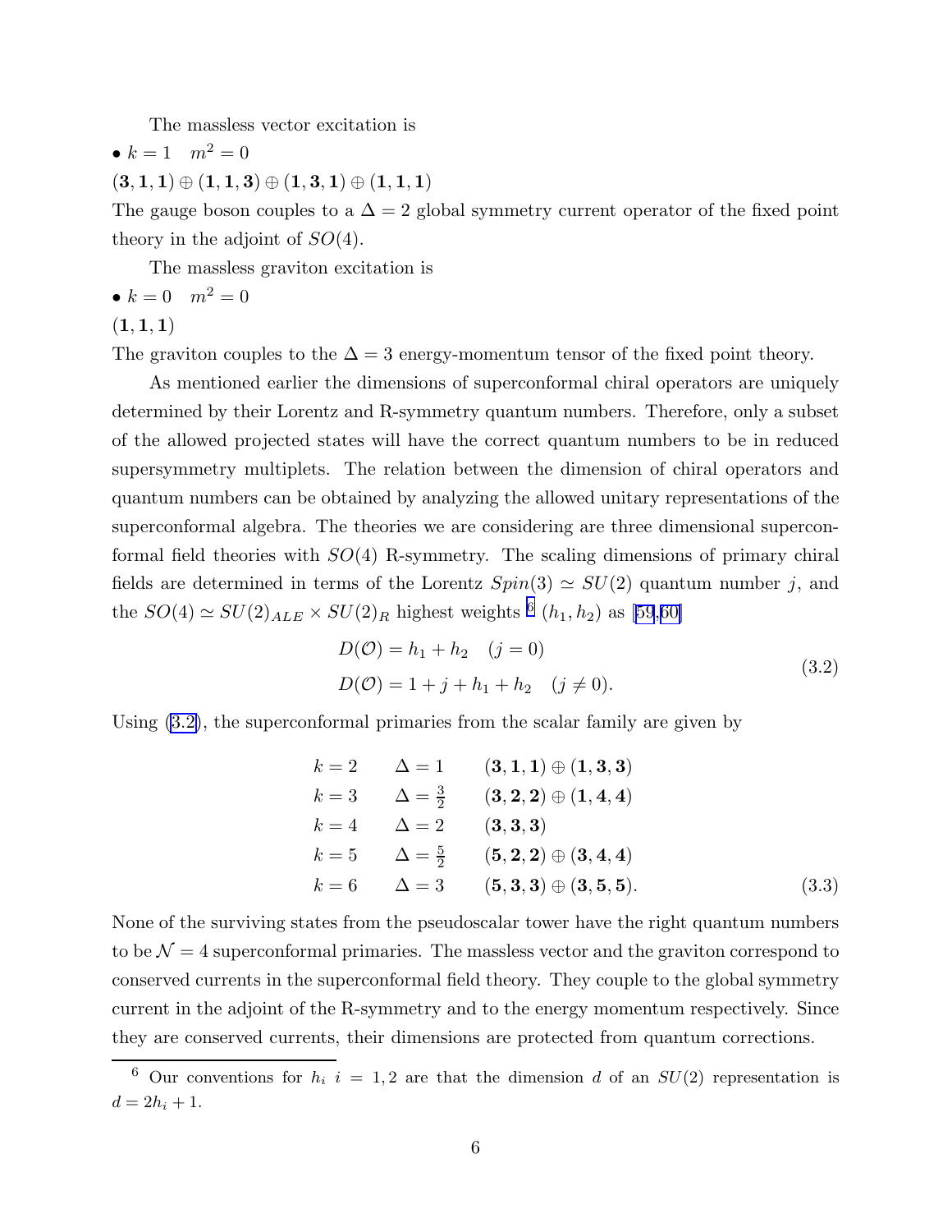The massless vector excitation is

• $k = 1 \quad m^2 = 0$

$(\mathbf{3},\mathbf{1},\mathbf{1}) \oplus (\mathbf{1},\mathbf{1},\mathbf{3}) \oplus (\mathbf{1},\mathbf{3},\mathbf{1}) \oplus (\mathbf{1},\mathbf{1},\mathbf{1})$

The gauge boson couples to a $\Delta = 2$ global symmetry current operator of the fixed point theory in the adjoint of $SO(4)$.

The massless graviton excitation is

• $k = 0 \quad m^2 = 0$

$(\mathbf{1},\mathbf{1},\mathbf{1})$

The graviton couples to the $\Delta = 3$ energy-momentum tensor of the fixed point theory.

As mentioned earlier the dimensions of superconformal chiral operators are uniquely determined by their Lorentz and R-symmetry quantum numbers. Therefore, only a subset of the allowed projected states will have the correct quantum numbers to be in reduced supersymmetry multiplets. The relation between the dimension of chiral operators and quantum numbers can be obtained by analyzing the allowed unitary representations of the superconformal algebra. The theories we are considering are three dimensional superconformal field theories with $SO(4)$ R-symmetry. The scaling dimensions of primary chiral fields are determined in terms of the Lorentz $Spin(3) \simeq SU(2)$ quantum number $j$, and the $SO(4) \simeq SU(2)_{ALE} \times SU(2)_R$ highest weights [6] $(h_1, h_2)$ as [59,60]

$$
\begin{aligned}
D(\mathcal{O}) &= h_1 + h_2 \quad (j = 0) \\
D(\mathcal{O}) &= 1 + j + h_1 + h_2 \quad (j \neq 0).
\end{aligned}
\tag{3.2}
$$

Using (3.2), the superconformal primaries from the scalar family are given by

$$
\begin{array}{lll}
k = 2 & \Delta = 1 & (\mathbf{3},\mathbf{1},\mathbf{1}) \oplus (\mathbf{1},\mathbf{3},\mathbf{3}) \\
k = 3 & \Delta = \frac{3}{2} & (\mathbf{3},\mathbf{2},\mathbf{2}) \oplus (\mathbf{1},\mathbf{4},\mathbf{4}) \\
k = 4 & \Delta = 2 & (\mathbf{3},\mathbf{3},\mathbf{3}) \\
k = 5 & \Delta = \frac{5}{2} & (\mathbf{5},\mathbf{2},\mathbf{2}) \oplus (\mathbf{3},\mathbf{4},\mathbf{4}) \\
k = 6 & \Delta = 3 & (\mathbf{5},\mathbf{3},\mathbf{3}) \oplus (\mathbf{3},\mathbf{5},\mathbf{5}).
\end{array}
\tag{3.3}
$$

None of the surviving states from the pseudoscalar tower have the right quantum numbers to be $\mathcal{N} = 4$ superconformal primaries. The massless vector and the graviton correspond to conserved currents in the superconformal field theory. They couple to the global symmetry current in the adjoint of the R-symmetry and to the energy momentum respectively. Since they are conserved currents, their dimensions are protected from quantum corrections.

[6] Our conventions for $h_i$ $i = 1,2$ are that the dimension $d$ of an $SU(2)$ representation is $d = 2h_i + 1$.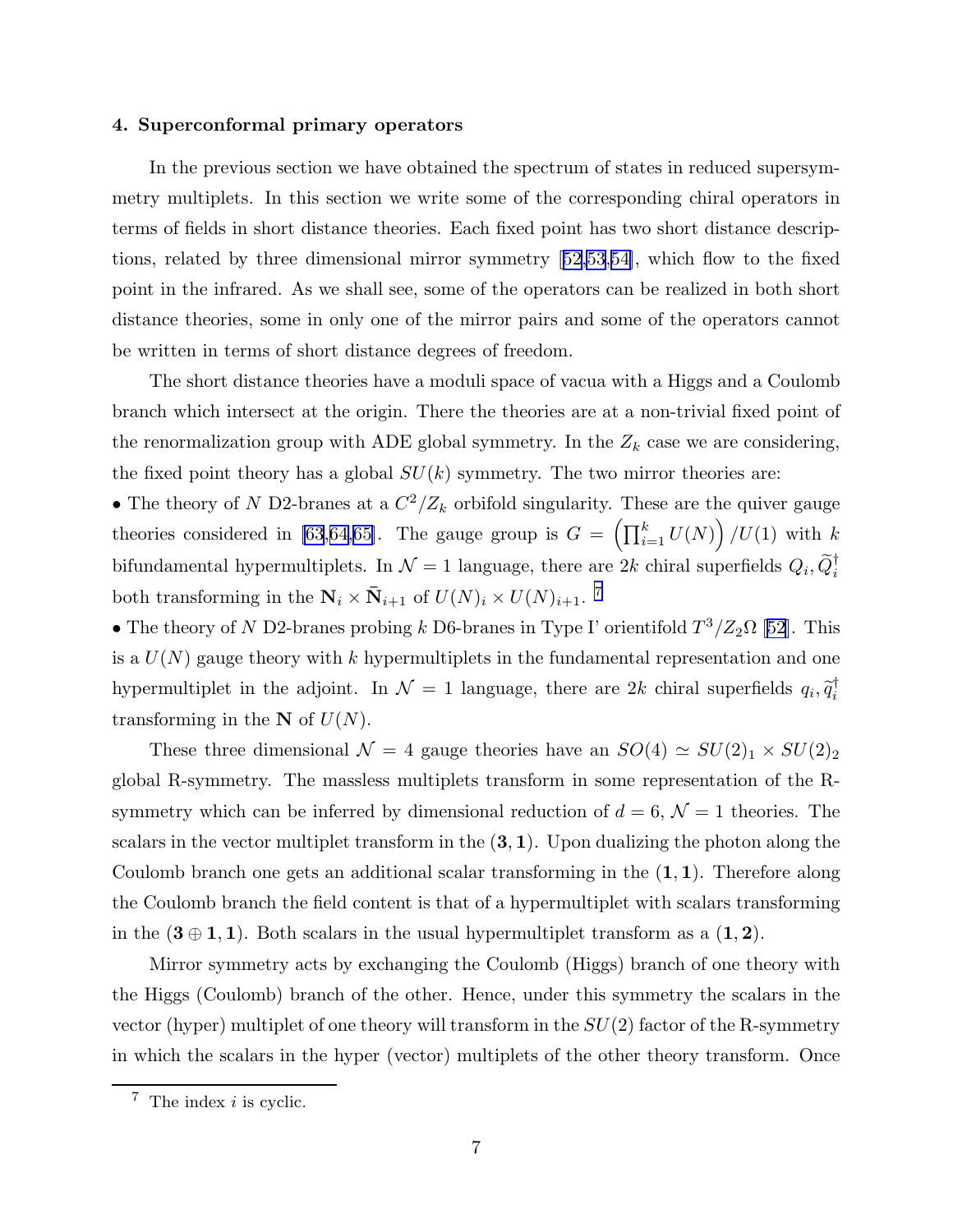### 4. Superconformal primary operators

In the previous section we have obtained the spectrum of states in reduced supersymmetry multiplets. In this section we write some of the corresponding chiral operators in terms of fields in short distance theories. Each fixed point has two short distance descriptions, related by three dimensional mirror symmetry [52,53,54], which flow to the fixed point in the infrared. As we shall see, some of the operators can be realized in both short distance theories, some in only one of the mirror pairs and some of the operators cannot be written in terms of short distance degrees of freedom.

The short distance theories have a moduli space of vacua with a Higgs and a Coulomb branch which intersect at the origin. There the theories are at a non-trivial fixed point of the renormalization group with ADE global symmetry. In the $Z_k$ case we are considering, the fixed point theory has a global $SU(k)$ symmetry. The two mirror theories are:

- The theory of $N$ D2-branes at a $C^2/Z_k$ orbifold singularity. These are the quiver gauge theories considered in [63,64,65]. The gauge group is $G = \left(\prod_{i=1}^{k} U(N)\right)/U(1)$ with $k$ bifundamental hypermultiplets. In $\mathcal{N}=1$ language, there are $2k$ chiral superfields $Q_i, \widetilde{Q}_i^\dagger$ both transforming in the $\mathbf{N}_i \times \bar{\mathbf{N}}_{i+1}$ of $U(N)_i \times U(N)_{i+1}$. [7]
- The theory of $N$ D2-branes probing $k$ D6-branes in Type I' orientifold $T^3/Z_2\Omega$ [52]. This is a $U(N)$ gauge theory with $k$ hypermultiplets in the fundamental representation and one hypermultiplet in the adjoint. In $\mathcal{N}=1$ language, there are $2k$ chiral superfields $q_i, \widetilde{q}_i^\dagger$ transforming in the $\mathbf{N}$ of $U(N)$.

These three dimensional $\mathcal{N}=4$ gauge theories have an $SO(4) \simeq SU(2)_1 \times SU(2)_2$ global R-symmetry. The massless multiplets transform in some representation of the R-symmetry which can be inferred by dimensional reduction of $d=6$, $\mathcal{N}=1$ theories. The scalars in the vector multiplet transform in the $(\mathbf{3},\mathbf{1})$. Upon dualizing the photon along the Coulomb branch one gets an additional scalar transforming in the $(\mathbf{1},\mathbf{1})$. Therefore along the Coulomb branch the field content is that of a hypermultiplet with scalars transforming in the $(\mathbf{3}\oplus\mathbf{1},\mathbf{1})$. Both scalars in the usual hypermultiplet transform as a $(\mathbf{1},\mathbf{2})$.

Mirror symmetry acts by exchanging the Coulomb (Higgs) branch of one theory with the Higgs (Coulomb) branch of the other. Hence, under this symmetry the scalars in the vector (hyper) multiplet of one theory will transform in the $SU(2)$ factor of the R-symmetry in which the scalars in the hyper (vector) multiplets of the other theory transform. Once

[7] The index $i$ is cyclic.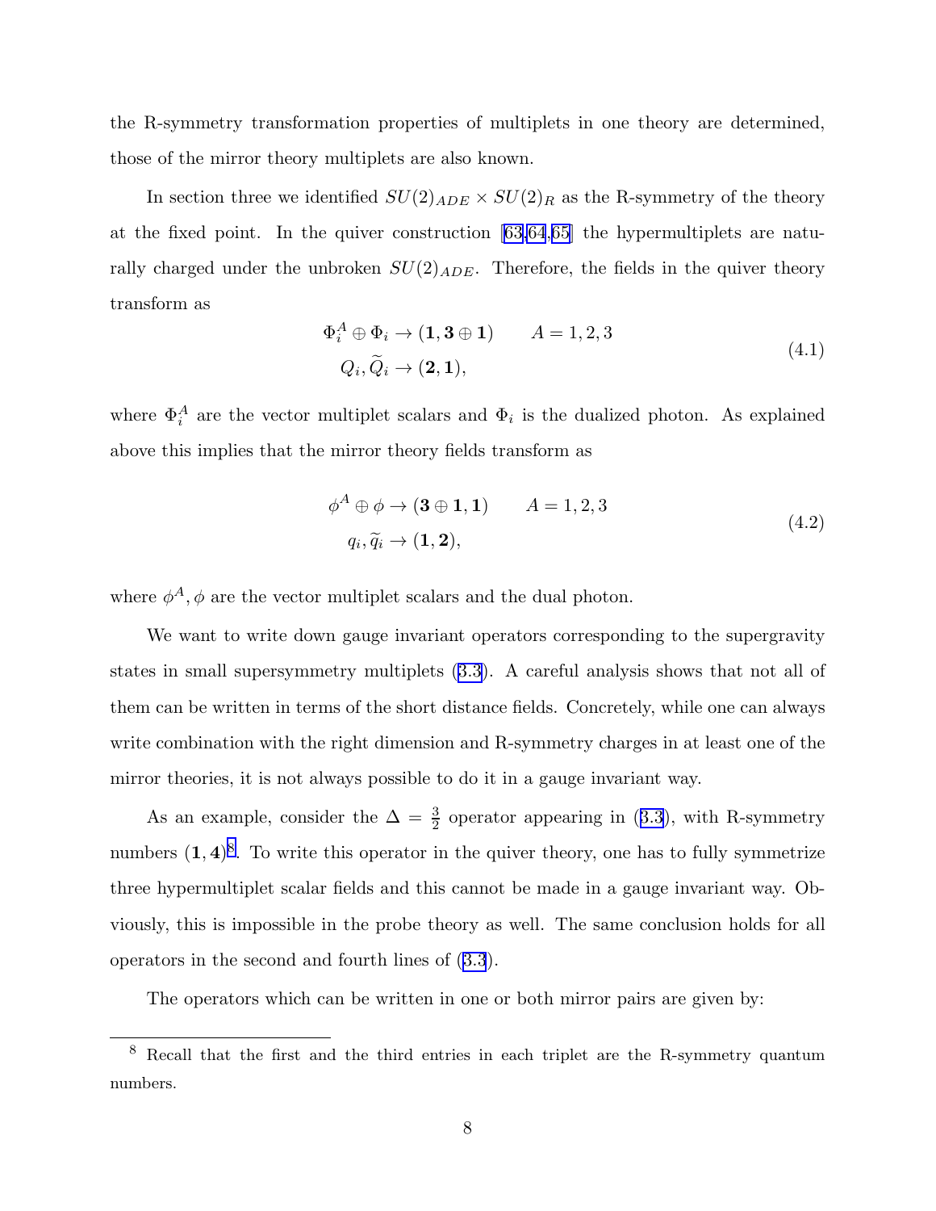the R-symmetry transformation properties of multiplets in one theory are determined, those of the mirror theory multiplets are also known.

In section three we identified $SU(2)_{ADE} \times SU(2)_R$ as the R-symmetry of the theory at the fixed point. In the quiver construction [63,64,65] the hypermultiplets are naturally charged under the unbroken $SU(2)_{ADE}$. Therefore, the fields in the quiver theory transform as

$$
\begin{aligned}
\Phi_i^A \oplus \Phi_i &\rightarrow (\mathbf{1}, \mathbf{3} \oplus \mathbf{1}) \qquad A = 1,2,3 \\
Q_i, \widetilde{Q}_i &\rightarrow (\mathbf{2}, \mathbf{1}),
\end{aligned}
\tag{4.1}
$$

where $\Phi_i^A$ are the vector multiplet scalars and $\Phi_i$ is the dualized photon. As explained above this implies that the mirror theory fields transform as

$$
\begin{aligned}
\phi^A \oplus \phi &\rightarrow (\mathbf{3} \oplus \mathbf{1}, \mathbf{1}) \qquad A = 1,2,3 \\
q_i, \widetilde{q}_i &\rightarrow (\mathbf{1}, \mathbf{2}),
\end{aligned}
\tag{4.2}
$$

where $\phi^A, \phi$ are the vector multiplet scalars and the dual photon.

We want to write down gauge invariant operators corresponding to the supergravity states in small supersymmetry multiplets (3.3). A careful analysis shows that not all of them can be written in terms of the short distance fields. Concretely, while one can always write combination with the right dimension and R-symmetry charges in at least one of the mirror theories, it is not always possible to do it in a gauge invariant way.

As an example, consider the $\Delta = \frac{3}{2}$ operator appearing in (3.3), with R-symmetry numbers $(\mathbf{1}, \mathbf{4})$[8]. To write this operator in the quiver theory, one has to fully symmetrize three hypermultiplet scalar fields and this cannot be made in a gauge invariant way. Obviously, this is impossible in the probe theory as well. The same conclusion holds for all operators in the second and fourth lines of (3.3).

The operators which can be written in one or both mirror pairs are given by:

[8] Recall that the first and the third entries in each triplet are the R-symmetry quantum numbers.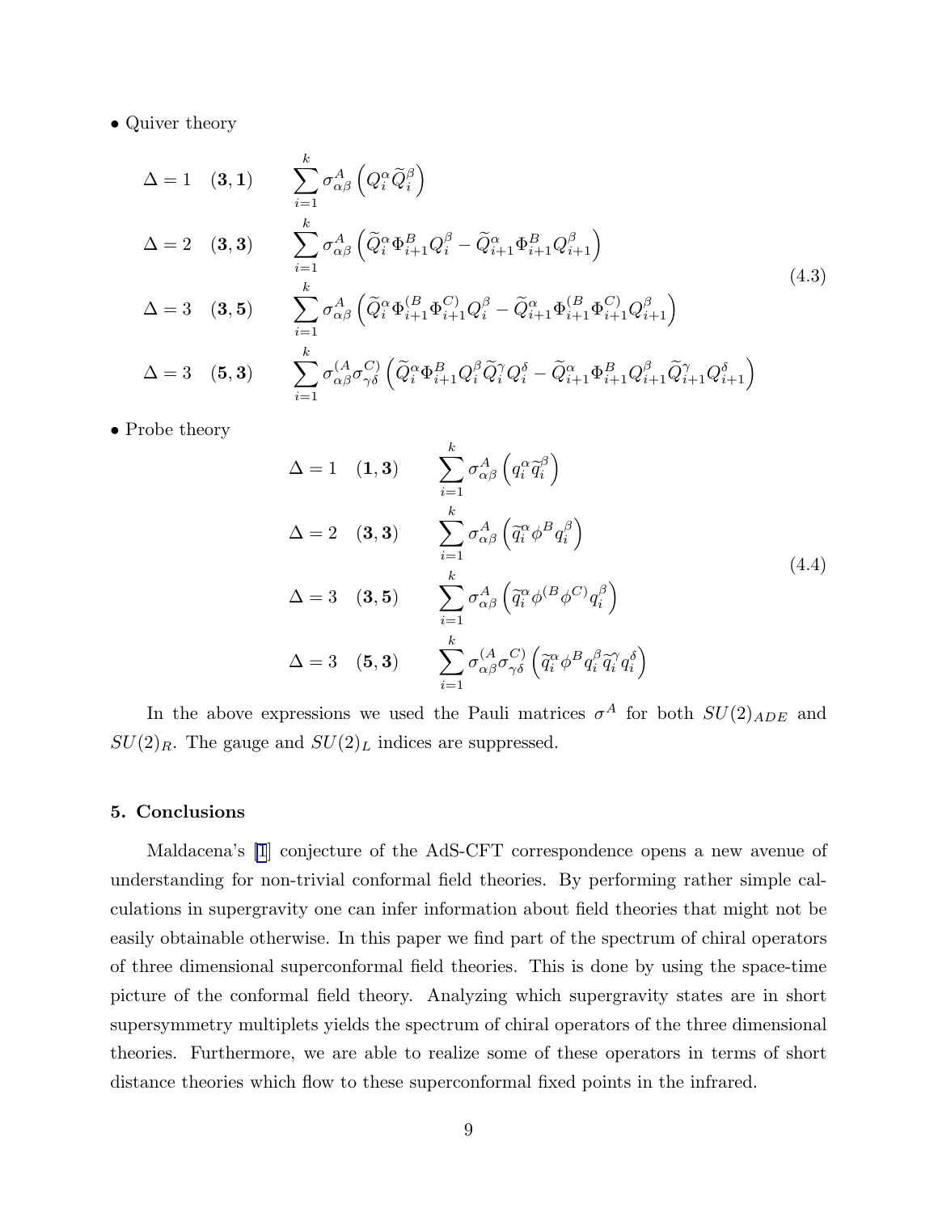• Quiver theory

$$
\begin{aligned}
&\Delta = 1 \quad (\mathbf{3},\mathbf{1}) \qquad \sum_{i=1}^{k} \sigma^A_{\alpha\beta}\left(Q_i^\alpha \widetilde{Q}_i^\beta\right)\\
&\Delta = 2 \quad (\mathbf{3},\mathbf{3}) \qquad \sum_{i=1}^{k} \sigma^A_{\alpha\beta}\left(\widetilde{Q}_i^\alpha \Phi^B_{i+1} Q_i^\beta - \widetilde{Q}^\alpha_{i+1}\Phi^B_{i+1} Q^\beta_{i+1}\right)\\
&\Delta = 3 \quad (\mathbf{3},\mathbf{5}) \qquad \sum_{i=1}^{k} \sigma^A_{\alpha\beta}\left(\widetilde{Q}_i^\alpha \Phi^{(B}_{i+1}\Phi^{C)}_{i+1} Q_i^\beta - \widetilde{Q}^\alpha_{i+1}\Phi^{(B}_{i+1}\Phi^{C)}_{i+1} Q^\beta_{i+1}\right)\\
&\Delta = 3 \quad (\mathbf{5},\mathbf{3}) \qquad \sum_{i=1}^{k} \sigma^{(A}_{\alpha\beta}\sigma^{C)}_{\gamma\delta}\left(\widetilde{Q}_i^\alpha \Phi^B_{i+1} Q_i^\beta \widetilde{Q}_i^\gamma Q_i^\delta - \widetilde{Q}^\alpha_{i+1}\Phi^B_{i+1} Q^\beta_{i+1}\widetilde{Q}^\gamma_{i+1} Q^\delta_{i+1}\right)
\end{aligned}
\tag{4.3}
$$

• Probe theory

$$
\begin{aligned}
&\Delta = 1 \quad (\mathbf{1},\mathbf{3}) \qquad \sum_{i=1}^{k} \sigma^A_{\alpha\beta}\left(q_i^\alpha \widetilde{q}_i^\beta\right)\\
&\Delta = 2 \quad (\mathbf{3},\mathbf{3}) \qquad \sum_{i=1}^{k} \sigma^A_{\alpha\beta}\left(\widetilde{q}_i^\alpha \phi^B q_i^\beta\right)\\
&\Delta = 3 \quad (\mathbf{3},\mathbf{5}) \qquad \sum_{i=1}^{k} \sigma^A_{\alpha\beta}\left(\widetilde{q}_i^\alpha \phi^{(B}\phi^{C)} q_i^\beta\right)\\
&\Delta = 3 \quad (\mathbf{5},\mathbf{3}) \qquad \sum_{i=1}^{k} \sigma^{(A}_{\alpha\beta}\sigma^{C)}_{\gamma\delta}\left(\widetilde{q}_i^\alpha \phi^B q_i^\beta \widetilde{q}_i^\gamma q_i^\delta\right)
\end{aligned}
\tag{4.4}
$$

In the above expressions we used the Pauli matrices $\sigma^A$ for both $SU(2)_{ADE}$ and $SU(2)_R$. The gauge and $SU(2)_L$ indices are suppressed.

## 5. Conclusions

Maldacena's [1] conjecture of the AdS-CFT correspondence opens a new avenue of understanding for non-trivial conformal field theories. By performing rather simple calculations in supergravity one can infer information about field theories that might not be easily obtainable otherwise. In this paper we find part of the spectrum of chiral operators of three dimensional superconformal field theories. This is done by using the space-time picture of the conformal field theory. Analyzing which supergravity states are in short supersymmetry multiplets yields the spectrum of chiral operators of the three dimensional theories. Furthermore, we are able to realize some of these operators in terms of short distance theories which flow to these superconformal fixed points in the infrared.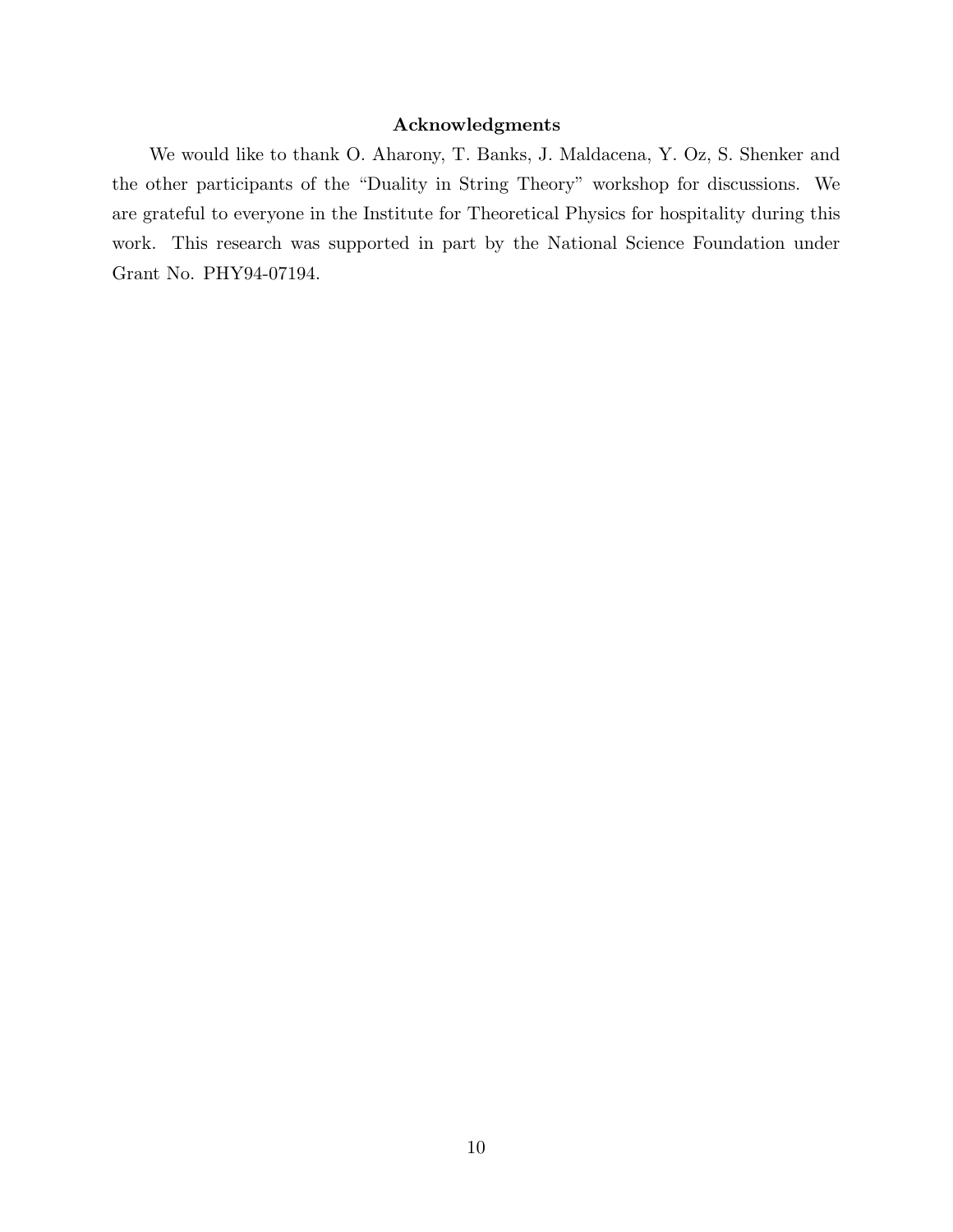## Acknowledgments

We would like to thank O. Aharony, T. Banks, J. Maldacena, Y. Oz, S. Shenker and the other participants of the "Duality in String Theory" workshop for discussions. We are grateful to everyone in the Institute for Theoretical Physics for hospitality during this work. This research was supported in part by the National Science Foundation under Grant No. PHY94-07194.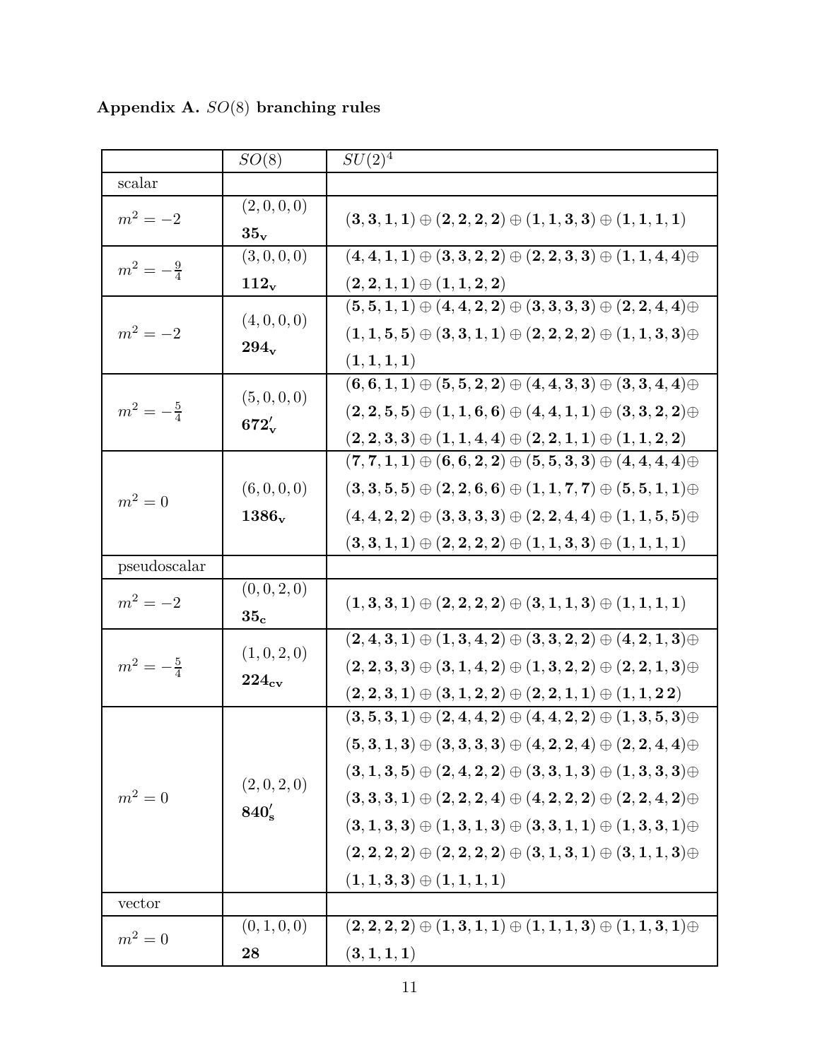## Appendix A. $SO(8)$ branching rules

| | $SO(8)$ | $SU(2)^4$ |
|---|---|---|
| scalar | | |
| $m^2 = -2$ | $(2,0,0,0)$ $\mathbf{35_v}$ | $(\mathbf{3},\mathbf{3},\mathbf{1},\mathbf{1}) \oplus (\mathbf{2},\mathbf{2},\mathbf{2},\mathbf{2}) \oplus (\mathbf{1},\mathbf{1},\mathbf{3},\mathbf{3}) \oplus (\mathbf{1},\mathbf{1},\mathbf{1},\mathbf{1})$ |
| $m^2 = -\frac{9}{4}$ | $(3,0,0,0)$ $\mathbf{112_v}$ | $(\mathbf{4},\mathbf{4},\mathbf{1},\mathbf{1}) \oplus (\mathbf{3},\mathbf{3},\mathbf{2},\mathbf{2}) \oplus (\mathbf{2},\mathbf{2},\mathbf{3},\mathbf{3}) \oplus (\mathbf{1},\mathbf{1},\mathbf{4},\mathbf{4}) \oplus$ $(\mathbf{2},\mathbf{2},\mathbf{1},\mathbf{1}) \oplus (\mathbf{1},\mathbf{1},\mathbf{2},\mathbf{2})$ |
| $m^2 = -2$ | $(4,0,0,0)$ $\mathbf{294_v}$ | $(\mathbf{5},\mathbf{5},\mathbf{1},\mathbf{1}) \oplus (\mathbf{4},\mathbf{4},\mathbf{2},\mathbf{2}) \oplus (\mathbf{3},\mathbf{3},\mathbf{3},\mathbf{3}) \oplus (\mathbf{2},\mathbf{2},\mathbf{4},\mathbf{4}) \oplus$ $(\mathbf{1},\mathbf{1},\mathbf{5},\mathbf{5}) \oplus (\mathbf{3},\mathbf{3},\mathbf{1},\mathbf{1}) \oplus (\mathbf{2},\mathbf{2},\mathbf{2},\mathbf{2}) \oplus (\mathbf{1},\mathbf{1},\mathbf{3},\mathbf{3}) \oplus$ $(\mathbf{1},\mathbf{1},\mathbf{1},\mathbf{1})$ |
| $m^2 = -\frac{5}{4}$ | $(5,0,0,0)$ $\mathbf{672'_v}$ | $(\mathbf{6},\mathbf{6},\mathbf{1},\mathbf{1}) \oplus (\mathbf{5},\mathbf{5},\mathbf{2},\mathbf{2}) \oplus (\mathbf{4},\mathbf{4},\mathbf{3},\mathbf{3}) \oplus (\mathbf{3},\mathbf{3},\mathbf{4},\mathbf{4}) \oplus$ $(\mathbf{2},\mathbf{2},\mathbf{5},\mathbf{5}) \oplus (\mathbf{1},\mathbf{1},\mathbf{6},\mathbf{6}) \oplus (\mathbf{4},\mathbf{4},\mathbf{1},\mathbf{1}) \oplus (\mathbf{3},\mathbf{3},\mathbf{2},\mathbf{2}) \oplus$ $(\mathbf{2},\mathbf{2},\mathbf{3},\mathbf{3}) \oplus (\mathbf{1},\mathbf{1},\mathbf{4},\mathbf{4}) \oplus (\mathbf{2},\mathbf{2},\mathbf{1},\mathbf{1}) \oplus (\mathbf{1},\mathbf{1},\mathbf{2},\mathbf{2})$ |
| $m^2 = 0$ | $(6,0,0,0)$ $\mathbf{1386_v}$ | $(\mathbf{7},\mathbf{7},\mathbf{1},\mathbf{1}) \oplus (\mathbf{6},\mathbf{6},\mathbf{2},\mathbf{2}) \oplus (\mathbf{5},\mathbf{5},\mathbf{3},\mathbf{3}) \oplus (\mathbf{4},\mathbf{4},\mathbf{4},\mathbf{4}) \oplus$ $(\mathbf{3},\mathbf{3},\mathbf{5},\mathbf{5}) \oplus (\mathbf{2},\mathbf{2},\mathbf{6},\mathbf{6}) \oplus (\mathbf{1},\mathbf{1},\mathbf{7},\mathbf{7}) \oplus (\mathbf{5},\mathbf{5},\mathbf{1},\mathbf{1}) \oplus$ $(\mathbf{4},\mathbf{4},\mathbf{2},\mathbf{2}) \oplus (\mathbf{3},\mathbf{3},\mathbf{3},\mathbf{3}) \oplus (\mathbf{2},\mathbf{2},\mathbf{4},\mathbf{4}) \oplus (\mathbf{1},\mathbf{1},\mathbf{5},\mathbf{5}) \oplus$ $(\mathbf{3},\mathbf{3},\mathbf{1},\mathbf{1}) \oplus (\mathbf{2},\mathbf{2},\mathbf{2},\mathbf{2}) \oplus (\mathbf{1},\mathbf{1},\mathbf{3},\mathbf{3}) \oplus (\mathbf{1},\mathbf{1},\mathbf{1},\mathbf{1})$ |
| pseudoscalar | | |
| $m^2 = -2$ | $(0,0,2,0)$ $\mathbf{35_c}$ | $(\mathbf{1},\mathbf{3},\mathbf{3},\mathbf{1}) \oplus (\mathbf{2},\mathbf{2},\mathbf{2},\mathbf{2}) \oplus (\mathbf{3},\mathbf{1},\mathbf{1},\mathbf{3}) \oplus (\mathbf{1},\mathbf{1},\mathbf{1},\mathbf{1})$ |
| $m^2 = -\frac{5}{4}$ | $(1,0,2,0)$ $\mathbf{224_{cv}}$ | $(\mathbf{2},\mathbf{4},\mathbf{3},\mathbf{1}) \oplus (\mathbf{1},\mathbf{3},\mathbf{4},\mathbf{2}) \oplus (\mathbf{3},\mathbf{3},\mathbf{2},\mathbf{2}) \oplus (\mathbf{4},\mathbf{2},\mathbf{1},\mathbf{3}) \oplus$ $(\mathbf{2},\mathbf{2},\mathbf{3},\mathbf{3}) \oplus (\mathbf{3},\mathbf{1},\mathbf{4},\mathbf{2}) \oplus (\mathbf{1},\mathbf{3},\mathbf{2},\mathbf{2}) \oplus (\mathbf{2},\mathbf{2},\mathbf{1},\mathbf{3}) \oplus$ $(\mathbf{2},\mathbf{2},\mathbf{3},\mathbf{1}) \oplus (\mathbf{3},\mathbf{1},\mathbf{2},\mathbf{2}) \oplus (\mathbf{2},\mathbf{2},\mathbf{1},\mathbf{1}) \oplus (\mathbf{1},\mathbf{1},\mathbf{2}\,\mathbf{2})$ |
| $m^2 = 0$ | $(2,0,2,0)$ $\mathbf{840'_s}$ | $(\mathbf{3},\mathbf{5},\mathbf{3},\mathbf{1}) \oplus (\mathbf{2},\mathbf{4},\mathbf{4},\mathbf{2}) \oplus (\mathbf{4},\mathbf{4},\mathbf{2},\mathbf{2}) \oplus (\mathbf{1},\mathbf{3},\mathbf{5},\mathbf{3}) \oplus$ $(\mathbf{5},\mathbf{3},\mathbf{1},\mathbf{3}) \oplus (\mathbf{3},\mathbf{3},\mathbf{3},\mathbf{3}) \oplus (\mathbf{4},\mathbf{2},\mathbf{2},\mathbf{4}) \oplus (\mathbf{2},\mathbf{2},\mathbf{4},\mathbf{4}) \oplus$ $(\mathbf{3},\mathbf{1},\mathbf{3},\mathbf{5}) \oplus (\mathbf{2},\mathbf{4},\mathbf{2},\mathbf{2}) \oplus (\mathbf{3},\mathbf{3},\mathbf{1},\mathbf{3}) \oplus (\mathbf{1},\mathbf{3},\mathbf{3},\mathbf{3}) \oplus$ $(\mathbf{3},\mathbf{3},\mathbf{3},\mathbf{1}) \oplus (\mathbf{2},\mathbf{2},\mathbf{2},\mathbf{4}) \oplus (\mathbf{4},\mathbf{2},\mathbf{2},\mathbf{2}) \oplus (\mathbf{2},\mathbf{2},\mathbf{4},\mathbf{2}) \oplus$ $(\mathbf{3},\mathbf{1},\mathbf{3},\mathbf{3}) \oplus (\mathbf{1},\mathbf{3},\mathbf{1},\mathbf{3}) \oplus (\mathbf{3},\mathbf{3},\mathbf{1},\mathbf{1}) \oplus (\mathbf{1},\mathbf{3},\mathbf{3},\mathbf{1}) \oplus$ $(\mathbf{2},\mathbf{2},\mathbf{2},\mathbf{2}) \oplus (\mathbf{2},\mathbf{2},\mathbf{2},\mathbf{2}) \oplus (\mathbf{3},\mathbf{1},\mathbf{3},\mathbf{1}) \oplus (\mathbf{3},\mathbf{1},\mathbf{1},\mathbf{3}) \oplus$ $(\mathbf{1},\mathbf{1},\mathbf{3},\mathbf{3}) \oplus (\mathbf{1},\mathbf{1},\mathbf{1},\mathbf{1})$ |
| vector | | |
| $m^2 = 0$ | $(0,1,0,0)$ $\mathbf{28}$ | $(\mathbf{2},\mathbf{2},\mathbf{2},\mathbf{2}) \oplus (\mathbf{1},\mathbf{3},\mathbf{1},\mathbf{1}) \oplus (\mathbf{1},\mathbf{1},\mathbf{1},\mathbf{3}) \oplus (\mathbf{1},\mathbf{1},\mathbf{3},\mathbf{1}) \oplus$ $(\mathbf{3},\mathbf{1},\mathbf{1},\mathbf{1})$ |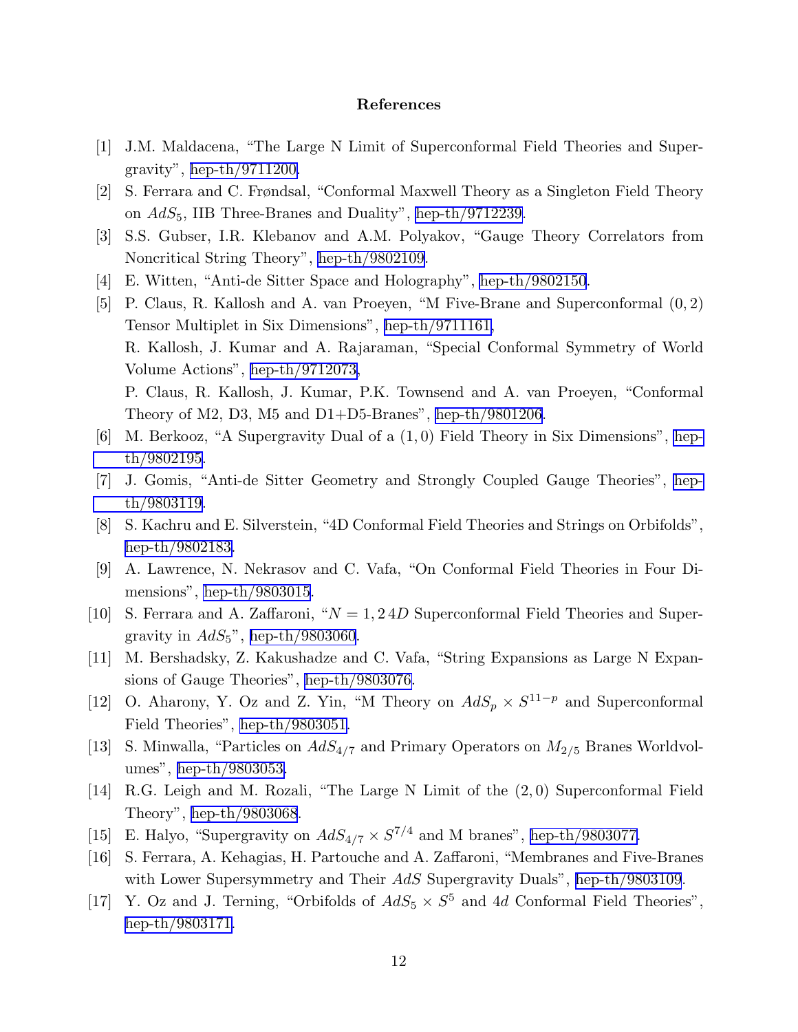## References

- [1] J.M. Maldacena, "The Large N Limit of Superconformal Field Theories and Supergravity", hep-th/9711200.
- [2] S. Ferrara and C. Frøndsal, "Conformal Maxwell Theory as a Singleton Field Theory on $AdS_5$, IIB Three-Branes and Duality", hep-th/9712239.
- [3] S.S. Gubser, I.R. Klebanov and A.M. Polyakov, "Gauge Theory Correlators from Noncritical String Theory", hep-th/9802109.
- [4] E. Witten, "Anti-de Sitter Space and Holography", hep-th/9802150.
- [5] P. Claus, R. Kallosh and A. van Proeyen, "M Five-Brane and Superconformal $(0, 2)$ Tensor Multiplet in Six Dimensions", hep-th/9711161,
  R. Kallosh, J. Kumar and A. Rajaraman, "Special Conformal Symmetry of World Volume Actions", hep-th/9712073,
  P. Claus, R. Kallosh, J. Kumar, P.K. Townsend and A. van Proeyen, "Conformal Theory of M2, D3, M5 and D1+D5-Branes", hep-th/9801206.
- [6] M. Berkooz, "A Supergravity Dual of a $(1, 0)$ Field Theory in Six Dimensions", hep-th/9802195.
- [7] J. Gomis, "Anti-de Sitter Geometry and Strongly Coupled Gauge Theories", hep-th/9803119.
- [8] S. Kachru and E. Silverstein, "4D Conformal Field Theories and Strings on Orbifolds", hep-th/9802183.
- [9] A. Lawrence, N. Nekrasov and C. Vafa, "On Conformal Field Theories in Four Dimensions", hep-th/9803015.
- [10] S. Ferrara and A. Zaffaroni, "$N = 1, 2$ $4D$ Superconformal Field Theories and Supergravity in $AdS_5$", hep-th/9803060.
- [11] M. Bershadsky, Z. Kakushadze and C. Vafa, "String Expansions as Large N Expansions of Gauge Theories", hep-th/9803076.
- [12] O. Aharony, Y. Oz and Z. Yin, "M Theory on $AdS_p \times S^{11-p}$ and Superconformal Field Theories", hep-th/9803051.
- [13] S. Minwalla, "Particles on $AdS_{4/7}$ and Primary Operators on $M_{2/5}$ Branes Worldvolumes", hep-th/9803053.
- [14] R.G. Leigh and M. Rozali, "The Large N Limit of the $(2, 0)$ Superconformal Field Theory", hep-th/9803068.
- [15] E. Halyo, "Supergravity on $AdS_{4/7} \times S^{7/4}$ and M branes", hep-th/9803077.
- [16] S. Ferrara, A. Kehagias, H. Partouche and A. Zaffaroni, "Membranes and Five-Branes with Lower Supersymmetry and Their $AdS$ Supergravity Duals", hep-th/9803109.
- [17] Y. Oz and J. Terning, "Orbifolds of $AdS_5 \times S^5$ and $4d$ Conformal Field Theories", hep-th/9803171.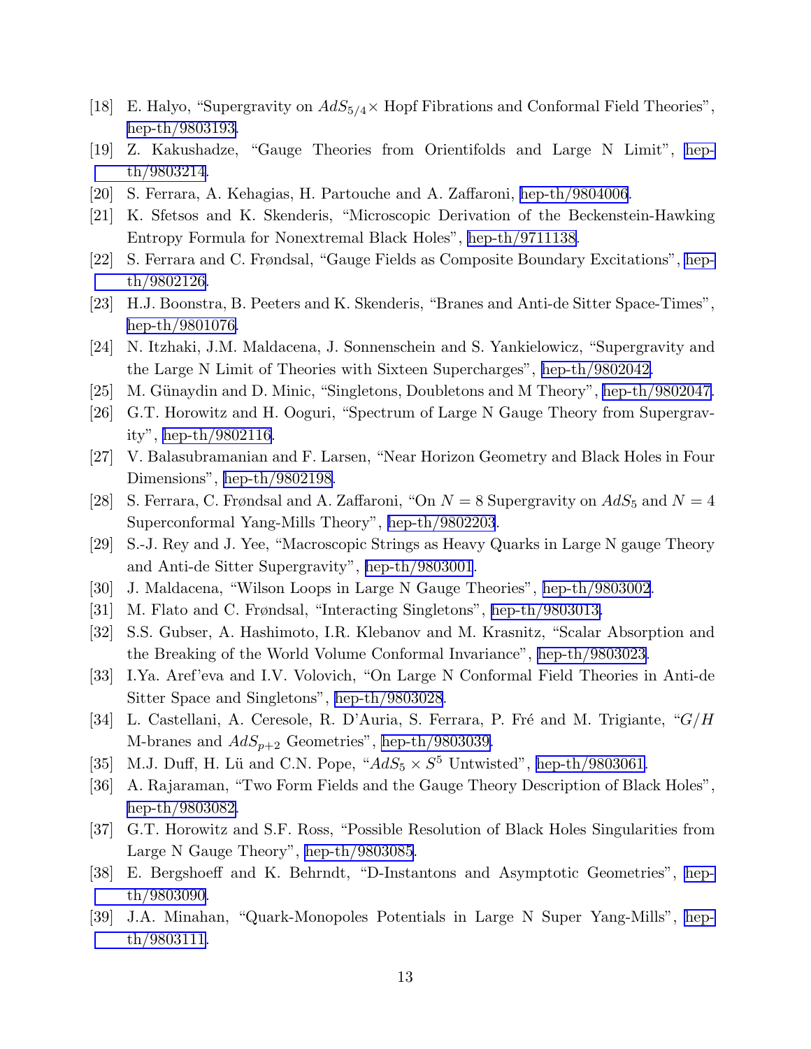[18] E. Halyo, "Supergravity on $AdS_{5/4}\times$ Hopf Fibrations and Conformal Field Theories", hep-th/9803193.

[19] Z. Kakushadze, "Gauge Theories from Orientifolds and Large N Limit", hep-th/9803214.

[20] S. Ferrara, A. Kehagias, H. Partouche and A. Zaffaroni, hep-th/9804006.

[21] K. Sfetsos and K. Skenderis, "Microscopic Derivation of the Beckenstein-Hawking Entropy Formula for Nonextremal Black Holes", hep-th/9711138.

[22] S. Ferrara and C. Frønsdal, "Gauge Fields as Composite Boundary Excitations", hep-th/9802126.

[23] H.J. Boonstra, B. Peeters and K. Skenderis, "Branes and Anti-de Sitter Space-Times", hep-th/9801076.

[24] N. Itzhaki, J.M. Maldacena, J. Sonnenschein and S. Yankielowicz, "Supergravity and the Large N Limit of Theories with Sixteen Supercharges", hep-th/9802042.

[25] M. Günaydin and D. Minic, "Singletons, Doubletons and M Theory", hep-th/9802047.

[26] G.T. Horowitz and H. Ooguri, "Spectrum of Large N Gauge Theory from Supergravity", hep-th/9802116.

[27] V. Balasubramanian and F. Larsen, "Near Horizon Geometry and Black Holes in Four Dimensions", hep-th/9802198.

[28] S. Ferrara, C. Frøndsal and A. Zaffaroni, "On $N = 8$ Supergravity on $AdS_5$ and $N = 4$ Superconformal Yang-Mills Theory", hep-th/9802203.

[29] S.-J. Rey and J. Yee, "Macroscopic Strings as Heavy Quarks in Large N gauge Theory and Anti-de Sitter Supergravity", hep-th/9803001.

[30] J. Maldacena, "Wilson Loops in Large N Gauge Theories", hep-th/9803002.

[31] M. Flato and C. Frøndsal, "Interacting Singletons", hep-th/9803013.

[32] S.S. Gubser, A. Hashimoto, I.R. Klebanov and M. Krasnitz, "Scalar Absorption and the Breaking of the World Volume Conformal Invariance", hep-th/9803023.

[33] I.Ya. Aref'eva and I.V. Volovich, "On Large N Conformal Field Theories in Anti-de Sitter Space and Singletons", hep-th/9803028.

[34] L. Castellani, A. Ceresole, R. D'Auria, S. Ferrara, P. Fré and M. Trigiante, "$G/H$ M-branes and $AdS_{p+2}$ Geometries", hep-th/9803039.

[35] M.J. Duff, H. Lü and C.N. Pope, "$AdS_5 \times S^5$ Untwisted", hep-th/9803061.

[36] A. Rajaraman, "Two Form Fields and the Gauge Theory Description of Black Holes", hep-th/9803082.

[37] G.T. Horowitz and S.F. Ross, "Possible Resolution of Black Holes Singularities from Large N Gauge Theory", hep-th/9803085.

[38] E. Bergshoeff and K. Behrndt, "D-Instantons and Asymptotic Geometries", hep-th/9803090.

[39] J.A. Minahan, "Quark-Monopoles Potentials in Large N Super Yang-Mills", hep-th/9803111.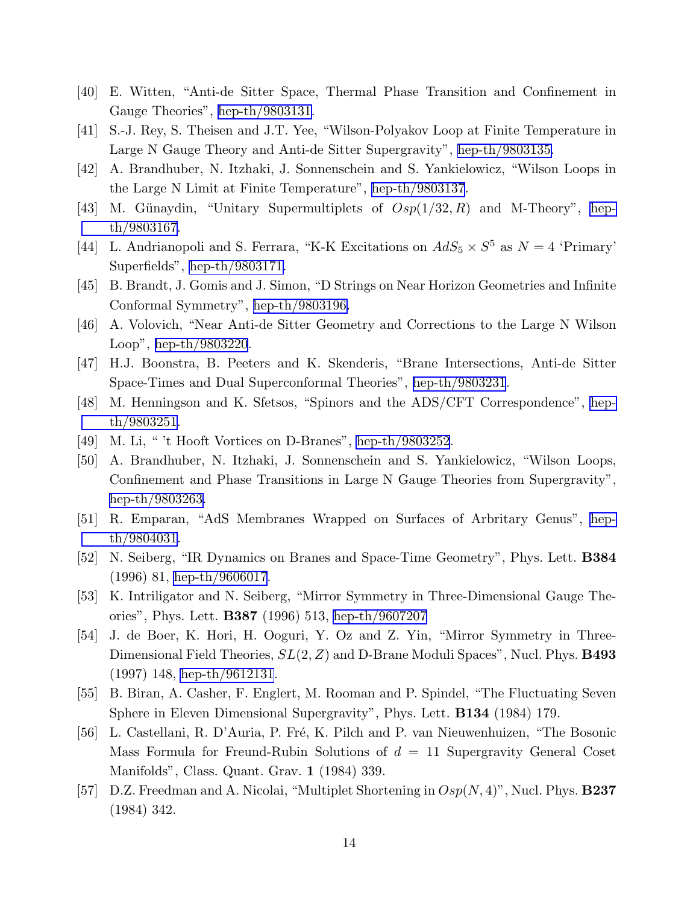[40] E. Witten, "Anti-de Sitter Space, Thermal Phase Transition and Confinement in Gauge Theories", hep-th/9803131.

[41] S.-J. Rey, S. Theisen and J.T. Yee, "Wilson-Polyakov Loop at Finite Temperature in Large N Gauge Theory and Anti-de Sitter Supergravity", hep-th/9803135.

[42] A. Brandhuber, N. Itzhaki, J. Sonnenschein and S. Yankielowicz, "Wilson Loops in the Large N Limit at Finite Temperature", hep-th/9803137.

[43] M. Günaydin, "Unitary Supermultiplets of $Osp(1/32, R)$ and M-Theory", hep-th/9803167.

[44] L. Andrianopoli and S. Ferrara, "K-K Excitations on $AdS_5 \times S^5$ as $N = 4$ 'Primary' Superfields", hep-th/9803171.

[45] B. Brandt, J. Gomis and J. Simon, "D Strings on Near Horizon Geometries and Infinite Conformal Symmetry", hep-th/9803196.

[46] A. Volovich, "Near Anti-de Sitter Geometry and Corrections to the Large N Wilson Loop", hep-th/9803220.

[47] H.J. Boonstra, B. Peeters and K. Skenderis, "Brane Intersections, Anti-de Sitter Space-Times and Dual Superconformal Theories", hep-th/9803231.

[48] M. Henningson and K. Sfetsos, "Spinors and the ADS/CFT Correspondence", hep-th/9803251.

[49] M. Li, " 't Hooft Vortices on D-Branes", hep-th/9803252.

[50] A. Brandhuber, N. Itzhaki, J. Sonnenschein and S. Yankielowicz, "Wilson Loops, Confinement and Phase Transitions in Large N Gauge Theories from Supergravity", hep-th/9803263.

[51] R. Emparan, "AdS Membranes Wrapped on Surfaces of Arbitrary Genus", hep-th/9804031.

[52] N. Seiberg, "IR Dynamics on Branes and Space-Time Geometry", Phys. Lett. **B384** (1996) 81, hep-th/9606017.

[53] K. Intriligator and N. Seiberg, "Mirror Symmetry in Three-Dimensional Gauge Theories", Phys. Lett. **B387** (1996) 513, hep-th/9607207

[54] J. de Boer, K. Hori, H. Ooguri, Y. Oz and Z. Yin, "Mirror Symmetry in Three-Dimensional Field Theories, $SL(2, Z)$ and D-Brane Moduli Spaces", Nucl. Phys. **B493** (1997) 148, hep-th/9612131.

[55] B. Biran, A. Casher, F. Englert, M. Rooman and P. Spindel, "The Fluctuating Seven Sphere in Eleven Dimensional Supergravity", Phys. Lett. **B134** (1984) 179.

[56] L. Castellani, R. D'Auria, P. Fré, K. Pilch and P. van Nieuwenhuizen, "The Bosonic Mass Formula for Freund-Rubin Solutions of $d = 11$ Supergravity General Coset Manifolds", Class. Quant. Grav. **1** (1984) 339.

[57] D.Z. Freedman and A. Nicolai, "Multiplet Shortening in $Osp(N, 4)$", Nucl. Phys. **B237** (1984) 342.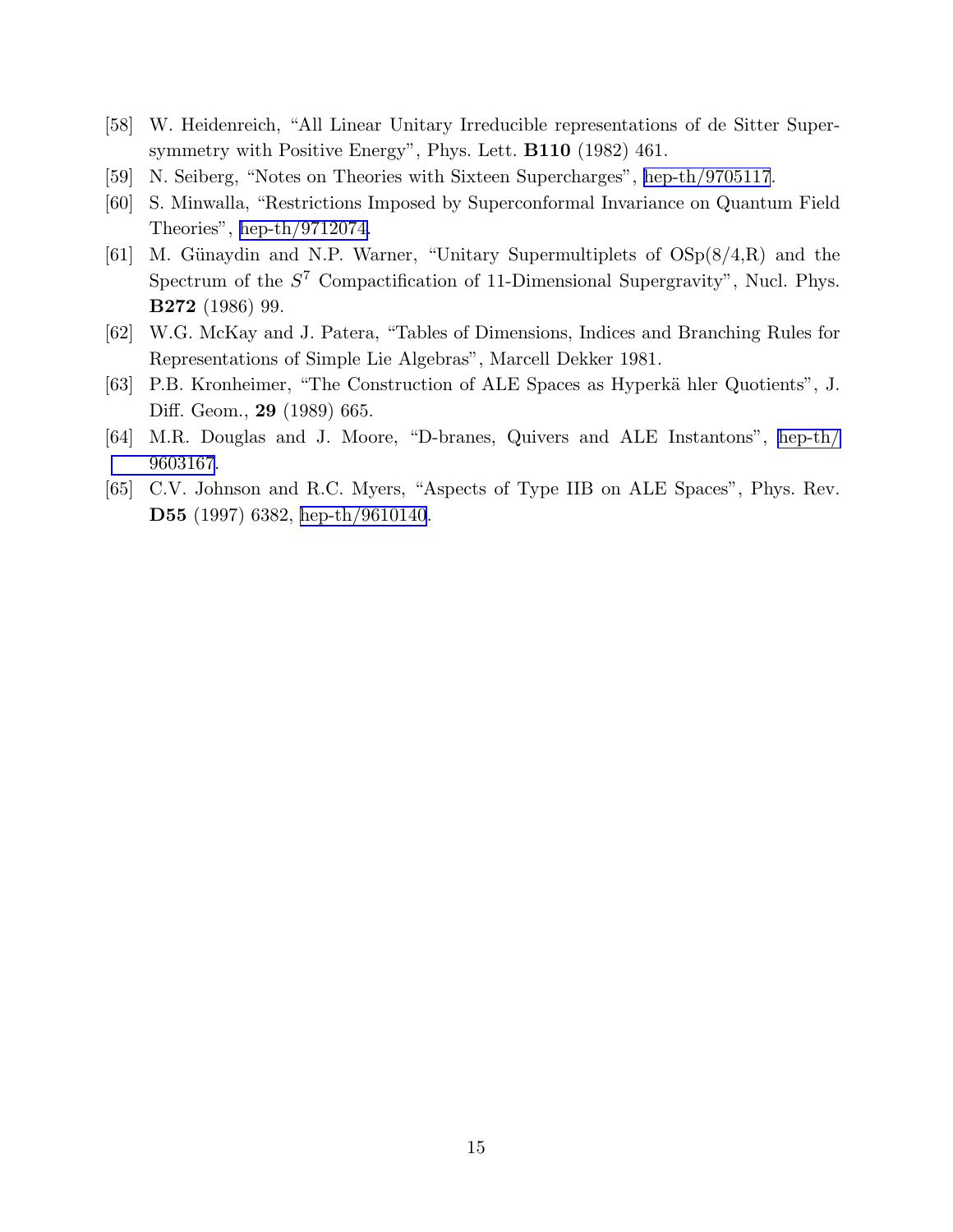[58] W. Heidenreich, "All Linear Unitary Irreducible representations of de Sitter Supersymmetry with Positive Energy", Phys. Lett. **B110** (1982) 461.

[59] N. Seiberg, "Notes on Theories with Sixteen Supercharges", hep-th/9705117.

[60] S. Minwalla, "Restrictions Imposed by Superconformal Invariance on Quantum Field Theories", hep-th/9712074.

[61] M. Günaydin and N.P. Warner, "Unitary Supermultiplets of OSp(8/4,R) and the Spectrum of the $S^7$ Compactification of 11-Dimensional Supergravity", Nucl. Phys. **B272** (1986) 99.

[62] W.G. McKay and J. Patera, "Tables of Dimensions, Indices and Branching Rules for Representations of Simple Lie Algebras", Marcell Dekker 1981.

[63] P.B. Kronheimer, "The Construction of ALE Spaces as Hyperkä hler Quotients", J. Diff. Geom., **29** (1989) 665.

[64] M.R. Douglas and J. Moore, "D-branes, Quivers and ALE Instantons", hep-th/9603167.

[65] C.V. Johnson and R.C. Myers, "Aspects of Type IIB on ALE Spaces", Phys. Rev. **D55** (1997) 6382, hep-th/9610140.